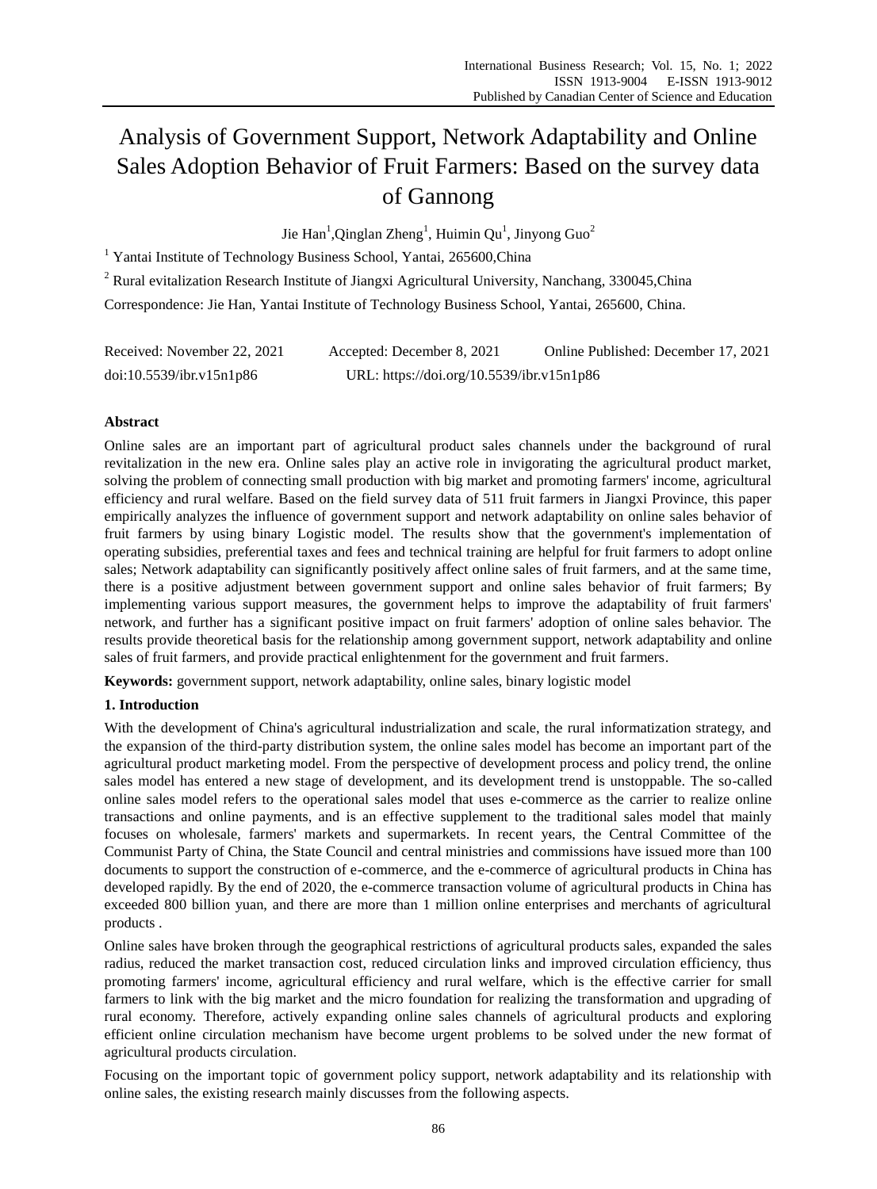# Analysis of Government Support, Network Adaptability and Online Sales Adoption Behavior of Fruit Farmers: Based on the survey data of Gannong

Jie Han[1], Qinglan Zheng[1], Huimin Qu[1], Jinyong Guo[2]

[1] Yantai Institute of Technology Business School, Yantai, 265600, China

[2] Rural evitalization Research Institute of Jiangxi Agricultural University, Nanchang, 330045, China

Correspondence: Jie Han, Yantai Institute of Technology Business School, Yantai, 265600, China.

Received: November 22, 2021 Accepted: December 8, 2021 Online Published: December 17, 2021

doi:10.5539/ibr.v15n1p86 URL: https://doi.org/10.5539/ibr.v15n1p86

## Abstract

Online sales are an important part of agricultural product sales channels under the background of rural revitalization in the new era. Online sales play an active role in invigorating the agricultural product market, solving the problem of connecting small production with big market and promoting farmers' income, agricultural efficiency and rural welfare. Based on the field survey data of 511 fruit farmers in Jiangxi Province, this paper empirically analyzes the influence of government support and network adaptability on online sales behavior of fruit farmers by using binary Logistic model. The results show that the government's implementation of operating subsidies, preferential taxes and fees and technical training are helpful for fruit farmers to adopt online sales; Network adaptability can significantly positively affect online sales of fruit farmers, and at the same time, there is a positive adjustment between government support and online sales behavior of fruit farmers; By implementing various support measures, the government helps to improve the adaptability of fruit farmers' network, and further has a significant positive impact on fruit farmers' adoption of online sales behavior. The results provide theoretical basis for the relationship among government support, network adaptability and online sales of fruit farmers, and provide practical enlightenment for the government and fruit farmers.

**Keywords:** government support, network adaptability, online sales, binary logistic model

## 1. Introduction

With the development of China's agricultural industrialization and scale, the rural informatization strategy, and the expansion of the third-party distribution system, the online sales model has become an important part of the agricultural product marketing model. From the perspective of development process and policy trend, the online sales model has entered a new stage of development, and its development trend is unstoppable. The so-called online sales model refers to the operational sales model that uses e-commerce as the carrier to realize online transactions and online payments, and is an effective supplement to the traditional sales model that mainly focuses on wholesale, farmers' markets and supermarkets. In recent years, the Central Committee of the Communist Party of China, the State Council and central ministries and commissions have issued more than 100 documents to support the construction of e-commerce, and the e-commerce of agricultural products in China has developed rapidly. By the end of 2020, the e-commerce transaction volume of agricultural products in China has exceeded 800 billion yuan, and there are more than 1 million online enterprises and merchants of agricultural products .

Online sales have broken through the geographical restrictions of agricultural products sales, expanded the sales radius, reduced the market transaction cost, reduced circulation links and improved circulation efficiency, thus promoting farmers' income, agricultural efficiency and rural welfare, which is the effective carrier for small farmers to link with the big market and the micro foundation for realizing the transformation and upgrading of rural economy. Therefore, actively expanding online sales channels of agricultural products and exploring efficient online circulation mechanism have become urgent problems to be solved under the new format of agricultural products circulation.

Focusing on the important topic of government policy support, network adaptability and its relationship with online sales, the existing research mainly discusses from the following aspects.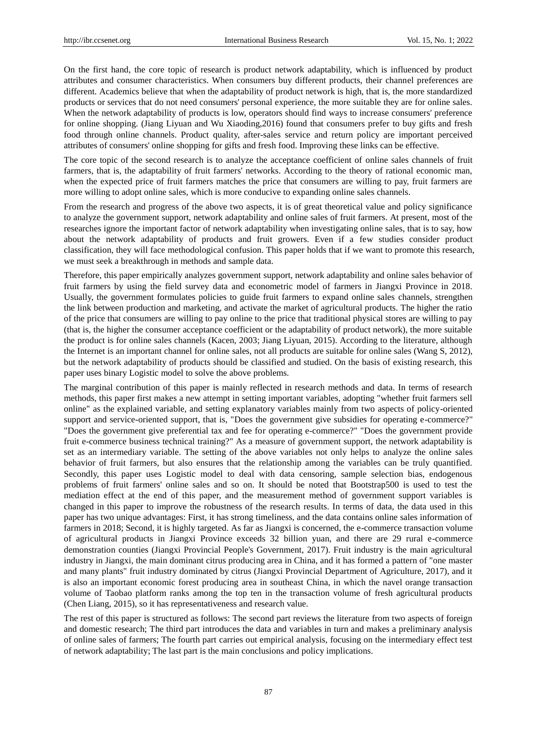On the first hand, the core topic of research is product network adaptability, which is influenced by product attributes and consumer characteristics. When consumers buy different products, their channel preferences are different. Academics believe that when the adaptability of product network is high, that is, the more standardized products or services that do not need consumers' personal experience, the more suitable they are for online sales. When the network adaptability of products is low, operators should find ways to increase consumers' preference for online shopping. (Jiang Liyuan and Wu Xiaoding,2016) found that consumers prefer to buy gifts and fresh food through online channels. Product quality, after-sales service and return policy are important perceived attributes of consumers' online shopping for gifts and fresh food. Improving these links can be effective.

The core topic of the second research is to analyze the acceptance coefficient of online sales channels of fruit farmers, that is, the adaptability of fruit farmers' networks. According to the theory of rational economic man, when the expected price of fruit farmers matches the price that consumers are willing to pay, fruit farmers are more willing to adopt online sales, which is more conducive to expanding online sales channels.

From the research and progress of the above two aspects, it is of great theoretical value and policy significance to analyze the government support, network adaptability and online sales of fruit farmers. At present, most of the researches ignore the important factor of network adaptability when investigating online sales, that is to say, how about the network adaptability of products and fruit growers. Even if a few studies consider product classification, they will face methodological confusion. This paper holds that if we want to promote this research, we must seek a breakthrough in methods and sample data.

Therefore, this paper empirically analyzes government support, network adaptability and online sales behavior of fruit farmers by using the field survey data and econometric model of farmers in Jiangxi Province in 2018. Usually, the government formulates policies to guide fruit farmers to expand online sales channels, strengthen the link between production and marketing, and activate the market of agricultural products. The higher the ratio of the price that consumers are willing to pay online to the price that traditional physical stores are willing to pay (that is, the higher the consumer acceptance coefficient or the adaptability of product network), the more suitable the product is for online sales channels (Kacen, 2003; Jiang Liyuan, 2015). According to the literature, although the Internet is an important channel for online sales, not all products are suitable for online sales (Wang S, 2012), but the network adaptability of products should be classified and studied. On the basis of existing research, this paper uses binary Logistic model to solve the above problems.

The marginal contribution of this paper is mainly reflected in research methods and data. In terms of research methods, this paper first makes a new attempt in setting important variables, adopting "whether fruit farmers sell online" as the explained variable, and setting explanatory variables mainly from two aspects of policy-oriented support and service-oriented support, that is, "Does the government give subsidies for operating e-commerce?" "Does the government give preferential tax and fee for operating e-commerce?" "Does the government provide fruit e-commerce business technical training?" As a measure of government support, the network adaptability is set as an intermediary variable. The setting of the above variables not only helps to analyze the online sales behavior of fruit farmers, but also ensures that the relationship among the variables can be truly quantified. Secondly, this paper uses Logistic model to deal with data censoring, sample selection bias, endogenous problems of fruit farmers' online sales and so on. It should be noted that Bootstrap500 is used to test the mediation effect at the end of this paper, and the measurement method of government support variables is changed in this paper to improve the robustness of the research results. In terms of data, the data used in this paper has two unique advantages: First, it has strong timeliness, and the data contains online sales information of farmers in 2018; Second, it is highly targeted. As far as Jiangxi is concerned, the e-commerce transaction volume of agricultural products in Jiangxi Province exceeds 32 billion yuan, and there are 29 rural e-commerce demonstration counties (Jiangxi Provincial People's Government, 2017). Fruit industry is the main agricultural industry in Jiangxi, the main dominant citrus producing area in China, and it has formed a pattern of "one master and many plants" fruit industry dominated by citrus (Jiangxi Provincial Department of Agriculture, 2017), and it is also an important economic forest producing area in southeast China, in which the navel orange transaction volume of Taobao platform ranks among the top ten in the transaction volume of fresh agricultural products (Chen Liang, 2015), so it has representativeness and research value.

The rest of this paper is structured as follows: The second part reviews the literature from two aspects of foreign and domestic research; The third part introduces the data and variables in turn and makes a preliminary analysis of online sales of farmers; The fourth part carries out empirical analysis, focusing on the intermediary effect test of network adaptability; The last part is the main conclusions and policy implications.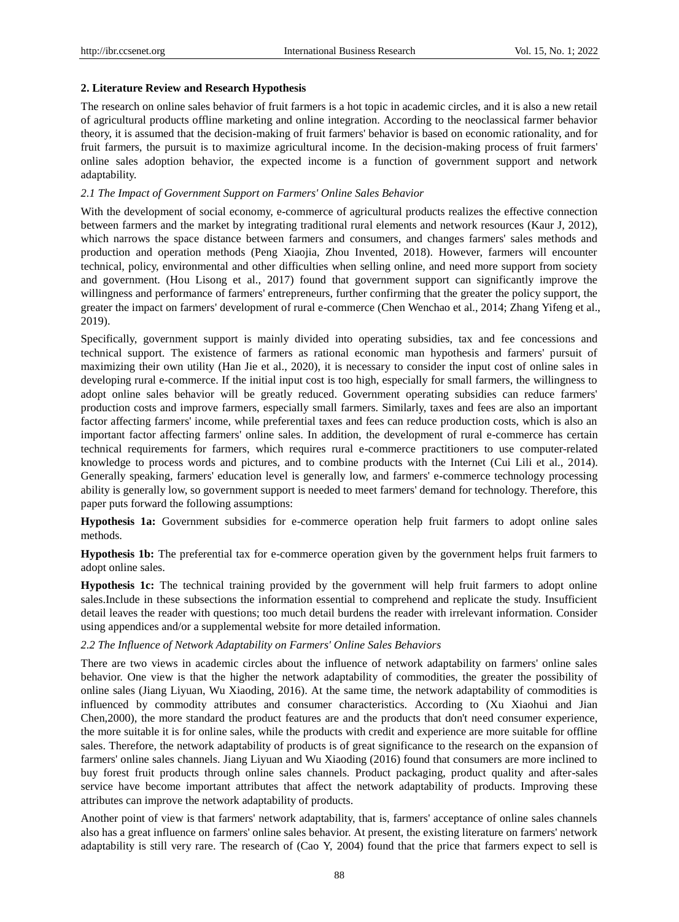## 2. Literature Review and Research Hypothesis

The research on online sales behavior of fruit farmers is a hot topic in academic circles, and it is also a new retail of agricultural products offline marketing and online integration. According to the neoclassical farmer behavior theory, it is assumed that the decision-making of fruit farmers' behavior is based on economic rationality, and for fruit farmers, the pursuit is to maximize agricultural income. In the decision-making process of fruit farmers' online sales adoption behavior, the expected income is a function of government support and network adaptability.

### *2.1 The Impact of Government Support on Farmers' Online Sales Behavior*

With the development of social economy, e-commerce of agricultural products realizes the effective connection between farmers and the market by integrating traditional rural elements and network resources (Kaur J, 2012), which narrows the space distance between farmers and consumers, and changes farmers' sales methods and production and operation methods (Peng Xiaojia, Zhou Invented, 2018). However, farmers will encounter technical, policy, environmental and other difficulties when selling online, and need more support from society and government. (Hou Lisong et al., 2017) found that government support can significantly improve the willingness and performance of farmers' entrepreneurs, further confirming that the greater the policy support, the greater the impact on farmers' development of rural e-commerce (Chen Wenchao et al., 2014; Zhang Yifeng et al., 2019).

Specifically, government support is mainly divided into operating subsidies, tax and fee concessions and technical support. The existence of farmers as rational economic man hypothesis and farmers' pursuit of maximizing their own utility (Han Jie et al., 2020), it is necessary to consider the input cost of online sales in developing rural e-commerce. If the initial input cost is too high, especially for small farmers, the willingness to adopt online sales behavior will be greatly reduced. Government operating subsidies can reduce farmers' production costs and improve farmers, especially small farmers. Similarly, taxes and fees are also an important factor affecting farmers' income, while preferential taxes and fees can reduce production costs, which is also an important factor affecting farmers' online sales. In addition, the development of rural e-commerce has certain technical requirements for farmers, which requires rural e-commerce practitioners to use computer-related knowledge to process words and pictures, and to combine products with the Internet (Cui Lili et al., 2014). Generally speaking, farmers' education level is generally low, and farmers' e-commerce technology processing ability is generally low, so government support is needed to meet farmers' demand for technology. Therefore, this paper puts forward the following assumptions:

**Hypothesis 1a:** Government subsidies for e-commerce operation help fruit farmers to adopt online sales methods.

**Hypothesis 1b:** The preferential tax for e-commerce operation given by the government helps fruit farmers to adopt online sales.

**Hypothesis 1c:** The technical training provided by the government will help fruit farmers to adopt online sales.Include in these subsections the information essential to comprehend and replicate the study. Insufficient detail leaves the reader with questions; too much detail burdens the reader with irrelevant information. Consider using appendices and/or a supplemental website for more detailed information.

### *2.2 The Influence of Network Adaptability on Farmers' Online Sales Behaviors*

There are two views in academic circles about the influence of network adaptability on farmers' online sales behavior. One view is that the higher the network adaptability of commodities, the greater the possibility of online sales (Jiang Liyuan, Wu Xiaoding, 2016). At the same time, the network adaptability of commodities is influenced by commodity attributes and consumer characteristics. According to (Xu Xiaohui and Jian Chen,2000), the more standard the product features are and the products that don't need consumer experience, the more suitable it is for online sales, while the products with credit and experience are more suitable for offline sales. Therefore, the network adaptability of products is of great significance to the research on the expansion of farmers' online sales channels. Jiang Liyuan and Wu Xiaoding (2016) found that consumers are more inclined to buy forest fruit products through online sales channels. Product packaging, product quality and after-sales service have become important attributes that affect the network adaptability of products. Improving these attributes can improve the network adaptability of products.

Another point of view is that farmers' network adaptability, that is, farmers' acceptance of online sales channels also has a great influence on farmers' online sales behavior. At present, the existing literature on farmers' network adaptability is still very rare. The research of (Cao Y, 2004) found that the price that farmers expect to sell is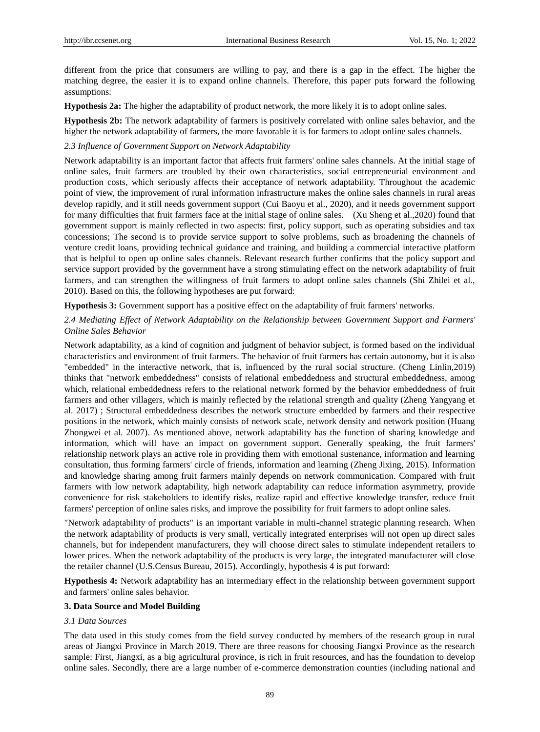different from the price that consumers are willing to pay, and there is a gap in the effect. The higher the matching degree, the easier it is to expand online channels. Therefore, this paper puts forward the following assumptions:

**Hypothesis 2a:** The higher the adaptability of product network, the more likely it is to adopt online sales.

**Hypothesis 2b:** The network adaptability of farmers is positively correlated with online sales behavior, and the higher the network adaptability of farmers, the more favorable it is for farmers to adopt online sales channels.

### *2.3 Influence of Government Support on Network Adaptability*

Network adaptability is an important factor that affects fruit farmers' online sales channels. At the initial stage of online sales, fruit farmers are troubled by their own characteristics, social entrepreneurial environment and production costs, which seriously affects their acceptance of network adaptability. Throughout the academic point of view, the improvement of rural information infrastructure makes the online sales channels in rural areas develop rapidly, and it still needs government support (Cui Baoyu et al., 2020), and it needs government support for many difficulties that fruit farmers face at the initial stage of online sales. (Xu Sheng et al.,2020) found that government support is mainly reflected in two aspects: first, policy support, such as operating subsidies and tax concessions; The second is to provide service support to solve problems, such as broadening the channels of venture credit loans, providing technical guidance and training, and building a commercial interactive platform that is helpful to open up online sales channels. Relevant research further confirms that the policy support and service support provided by the government have a strong stimulating effect on the network adaptability of fruit farmers, and can strengthen the willingness of fruit farmers to adopt online sales channels (Shi Zhilei et al., 2010). Based on this, the following hypotheses are put forward:

**Hypothesis 3:** Government support has a positive effect on the adaptability of fruit farmers' networks.

### *2.4 Mediating Effect of Network Adaptability on the Relationship between Government Support and Farmers' Online Sales Behavior*

Network adaptability, as a kind of cognition and judgment of behavior subject, is formed based on the individual characteristics and environment of fruit farmers. The behavior of fruit farmers has certain autonomy, but it is also "embedded" in the interactive network, that is, influenced by the rural social structure. (Cheng Linlin,2019) thinks that "network embeddedness" consists of relational embeddedness and structural embeddedness, among which, relational embeddedness refers to the relational network formed by the behavior embeddedness of fruit farmers and other villagers, which is mainly reflected by the relational strength and quality (Zheng Yangyang et al. 2017) ; Structural embeddedness describes the network structure embedded by farmers and their respective positions in the network, which mainly consists of network scale, network density and network position (Huang Zhongwei et al. 2007). As mentioned above, network adaptability has the function of sharing knowledge and information, which will have an impact on government support. Generally speaking, the fruit farmers' relationship network plays an active role in providing them with emotional sustenance, information and learning consultation, thus forming farmers' circle of friends, information and learning (Zheng Jixing, 2015). Information and knowledge sharing among fruit farmers mainly depends on network communication. Compared with fruit farmers with low network adaptability, high network adaptability can reduce information asymmetry, provide convenience for risk stakeholders to identify risks, realize rapid and effective knowledge transfer, reduce fruit farmers' perception of online sales risks, and improve the possibility for fruit farmers to adopt online sales.

"Network adaptability of products" is an important variable in multi-channel strategic planning research. When the network adaptability of products is very small, vertically integrated enterprises will not open up direct sales channels, but for independent manufacturers, they will choose direct sales to stimulate independent retailers to lower prices. When the network adaptability of the products is very large, the integrated manufacturer will close the retailer channel (U.S.Census Bureau, 2015). Accordingly, hypothesis 4 is put forward:

**Hypothesis 4:** Network adaptability has an intermediary effect in the relationship between government support and farmers' online sales behavior.

## 3. Data Source and Model Building

### *3.1 Data Sources*

The data used in this study comes from the field survey conducted by members of the research group in rural areas of Jiangxi Province in March 2019. There are three reasons for choosing Jiangxi Province as the research sample: First, Jiangxi, as a big agricultural province, is rich in fruit resources, and has the foundation to develop online sales. Secondly, there are a large number of e-commerce demonstration counties (including national and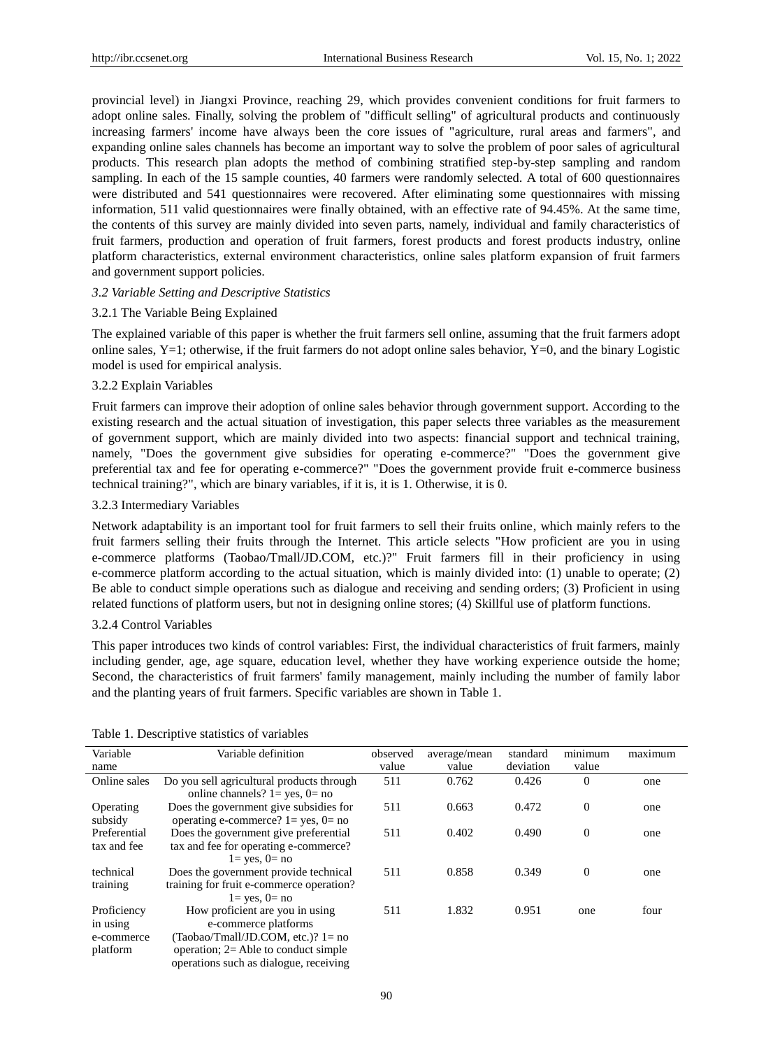provincial level) in Jiangxi Province, reaching 29, which provides convenient conditions for fruit farmers to adopt online sales. Finally, solving the problem of "difficult selling" of agricultural products and continuously increasing farmers' income have always been the core issues of "agriculture, rural areas and farmers", and expanding online sales channels has become an important way to solve the problem of poor sales of agricultural products. This research plan adopts the method of combining stratified step-by-step sampling and random sampling. In each of the 15 sample counties, 40 farmers were randomly selected. A total of 600 questionnaires were distributed and 541 questionnaires were recovered. After eliminating some questionnaires with missing information, 511 valid questionnaires were finally obtained, with an effective rate of 94.45%. At the same time, the contents of this survey are mainly divided into seven parts, namely, individual and family characteristics of fruit farmers, production and operation of fruit farmers, forest products and forest products industry, online platform characteristics, external environment characteristics, online sales platform expansion of fruit farmers and government support policies.

### *3.2 Variable Setting and Descriptive Statistics*

#### 3.2.1 The Variable Being Explained

The explained variable of this paper is whether the fruit farmers sell online, assuming that the fruit farmers adopt online sales, Y=1; otherwise, if the fruit farmers do not adopt online sales behavior, Y=0, and the binary Logistic model is used for empirical analysis.

#### 3.2.2 Explain Variables

Fruit farmers can improve their adoption of online sales behavior through government support. According to the existing research and the actual situation of investigation, this paper selects three variables as the measurement of government support, which are mainly divided into two aspects: financial support and technical training, namely, "Does the government give subsidies for operating e-commerce?" "Does the government give preferential tax and fee for operating e-commerce?" "Does the government provide fruit e-commerce business technical training?", which are binary variables, if it is, it is 1. Otherwise, it is 0.

#### 3.2.3 Intermediary Variables

Network adaptability is an important tool for fruit farmers to sell their fruits online, which mainly refers to the fruit farmers selling their fruits through the Internet. This article selects "How proficient are you in using e-commerce platforms (Taobao/Tmall/JD.COM, etc.)?" Fruit farmers fill in their proficiency in using e-commerce platform according to the actual situation, which is mainly divided into: (1) unable to operate; (2) Be able to conduct simple operations such as dialogue and receiving and sending orders; (3) Proficient in using related functions of platform users, but not in designing online stores; (4) Skillful use of platform functions.

#### 3.2.4 Control Variables

This paper introduces two kinds of control variables: First, the individual characteristics of fruit farmers, mainly including gender, age, age square, education level, whether they have working experience outside the home; Second, the characteristics of fruit farmers' family management, mainly including the number of family labor and the planting years of fruit farmers. Specific variables are shown in Table 1.

Table 1. Descriptive statistics of variables

| Variable name | Variable definition | observed value | average/mean value | standard deviation | minimum value | maximum |
|---|---|---|---|---|---|---|
| Online sales | Do you sell agricultural products through online channels? 1= yes, 0= no | 511 | 0.762 | 0.426 | 0 | one |
| Operating subsidy | Does the government give subsidies for operating e-commerce? 1= yes, 0= no | 511 | 0.663 | 0.472 | 0 | one |
| Preferential tax and fee | Does the government give preferential tax and fee for operating e-commerce? 1= yes, 0= no | 511 | 0.402 | 0.490 | 0 | one |
| technical training | Does the government provide technical training for fruit e-commerce operation? 1= yes, 0= no | 511 | 0.858 | 0.349 | 0 | one |
| Proficiency in using e-commerce platform | How proficient are you in using e-commerce platforms (Taobao/Tmall/JD.COM, etc.)? 1= no operation; 2= Able to conduct simple operations such as dialogue, receiving | 511 | 1.832 | 0.951 | one | four |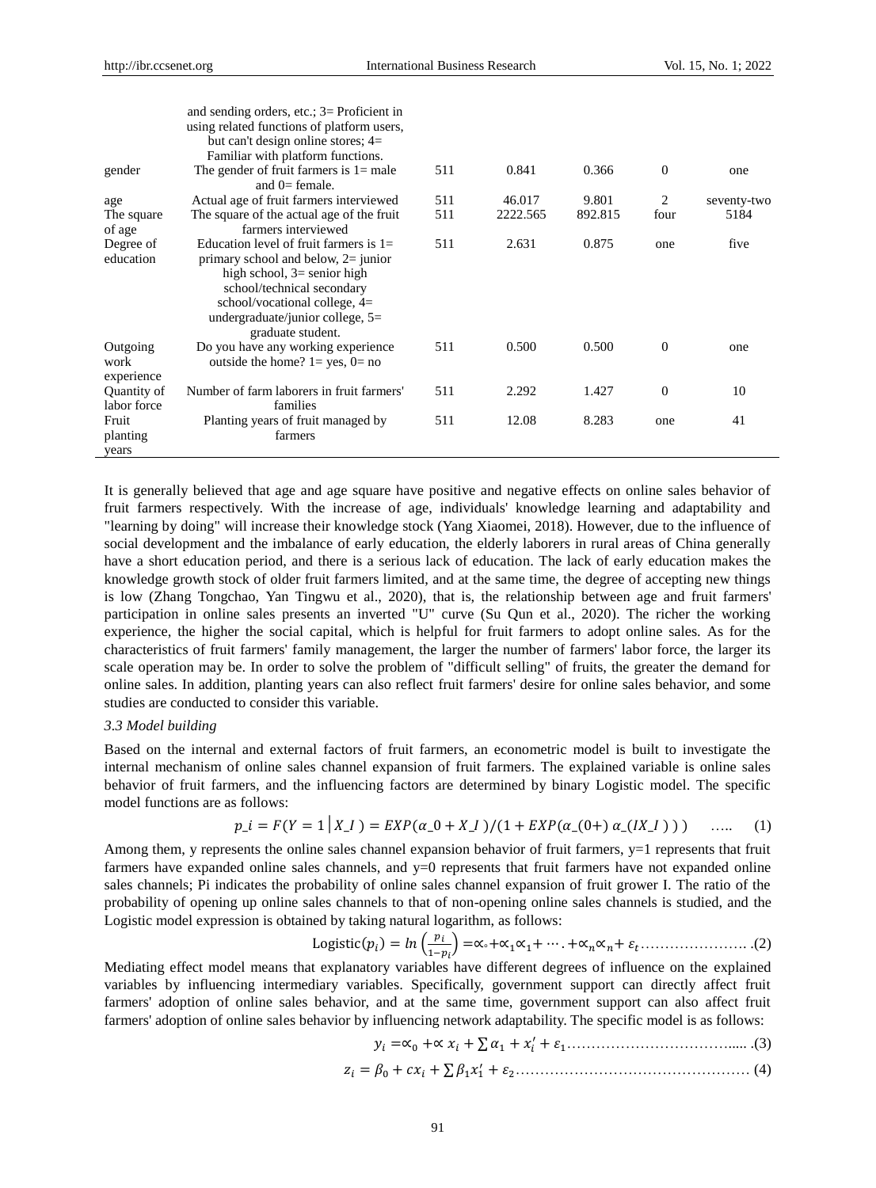| | and sending orders, etc.; 3= Proficient in using related functions of platform users, but can't design online stores; 4= Familiar with platform functions. | | | | | |
|---|---|---|---|---|---|---|
| gender | The gender of fruit farmers is 1= male and 0= female. | 511 | 0.841 | 0.366 | 0 | one |
| age | Actual age of fruit farmers interviewed | 511 | 46.017 | 9.801 | 2 | seventy-two |
| The square of age | The square of the actual age of the fruit farmers interviewed | 511 | 2222.565 | 892.815 | four | 5184 |
| Degree of education | Education level of fruit farmers is 1= primary school and below, 2= junior high school, 3= senior high school/technical secondary school/vocational college, 4= undergraduate/junior college, 5= graduate student. | 511 | 2.631 | 0.875 | one | five |
| Outgoing work experience | Do you have any working experience outside the home? 1= yes, 0= no | 511 | 0.500 | 0.500 | 0 | one |
| Quantity of labor force | Number of farm laborers in fruit farmers' families | 511 | 2.292 | 1.427 | 0 | 10 |
| Fruit planting years | Planting years of fruit managed by farmers | 511 | 12.08 | 8.283 | one | 41 |

It is generally believed that age and age square have positive and negative effects on online sales behavior of fruit farmers respectively. With the increase of age, individuals' knowledge learning and adaptability and "learning by doing" will increase their knowledge stock (Yang Xiaomei, 2018). However, due to the influence of social development and the imbalance of early education, the elderly laborers in rural areas of China generally have a short education period, and there is a serious lack of education. The lack of early education makes the knowledge growth stock of older fruit farmers limited, and at the same time, the degree of accepting new things is low (Zhang Tongchao, Yan Tingwu et al., 2020), that is, the relationship between age and fruit farmers' participation in online sales presents an inverted "U" curve (Su Qun et al., 2020). The richer the working experience, the higher the social capital, which is helpful for fruit farmers to adopt online sales. As for the characteristics of fruit farmers' family management, the larger the number of farmers' labor force, the larger its scale operation may be. In order to solve the problem of "difficult selling" of fruits, the greater the demand for online sales. In addition, planting years can also reflect fruit farmers' desire for online sales behavior, and some studies are conducted to consider this variable.

### *3.3 Model building*

Based on the internal and external factors of fruit farmers, an econometric model is built to investigate the internal mechanism of online sales channel expansion of fruit farmers. The explained variable is online sales behavior of fruit farmers, and the influencing factors are determined by binary Logistic model. The specific model functions are as follows:

$$p\_i = F(Y = 1 \mid X\_I) = EXP(\alpha\_0 + X\_I)/(1 + EXP(\alpha\_(0+)\ \alpha\_(IX\_I)))\quad \ldots\ldots \quad (1)$$

Among them, y represents the online sales channel expansion behavior of fruit farmers, y=1 represents that fruit farmers have expanded online sales channels, and y=0 represents that fruit farmers have not expanded online sales channels; Pi indicates the probability of online sales channel expansion of fruit grower I. The ratio of the probability of opening up online sales channels to that of non-opening online sales channels is studied, and the Logistic model expression is obtained by taking natural logarithm, as follows:

$$\text{Logistic}(p_i) = ln\left(\frac{p_i}{1-p_i}\right) = \propto_\circ + \propto_1 \propto_1 + \cdots . + \propto_n \propto_n + \varepsilon_t \ldots\ldots\ldots\ldots\ldots\ldots\ldots .(2)$$

Mediating effect model means that explanatory variables have different degrees of influence on the explained variables by influencing intermediary variables. Specifically, government support can directly affect fruit farmers' adoption of online sales behavior, and at the same time, government support can also affect fruit farmers' adoption of online sales behavior by influencing network adaptability. The specific model is as follows:

$$y_i = \propto_0 + \propto x_i + \sum \alpha_1 + x_i' + \varepsilon_1 \ldots\ldots\ldots\ldots\ldots\ldots\ldots\ldots\ldots\ldots\ldots..... .(3)$$

$$z_i = \beta_0 + cx_i + \sum \beta_1 x_1' + \varepsilon_2 \ldots\ldots\ldots\ldots\ldots\ldots\ldots\ldots\ldots\ldots\ldots\ldots\ldots\ldots\ldots (4)$$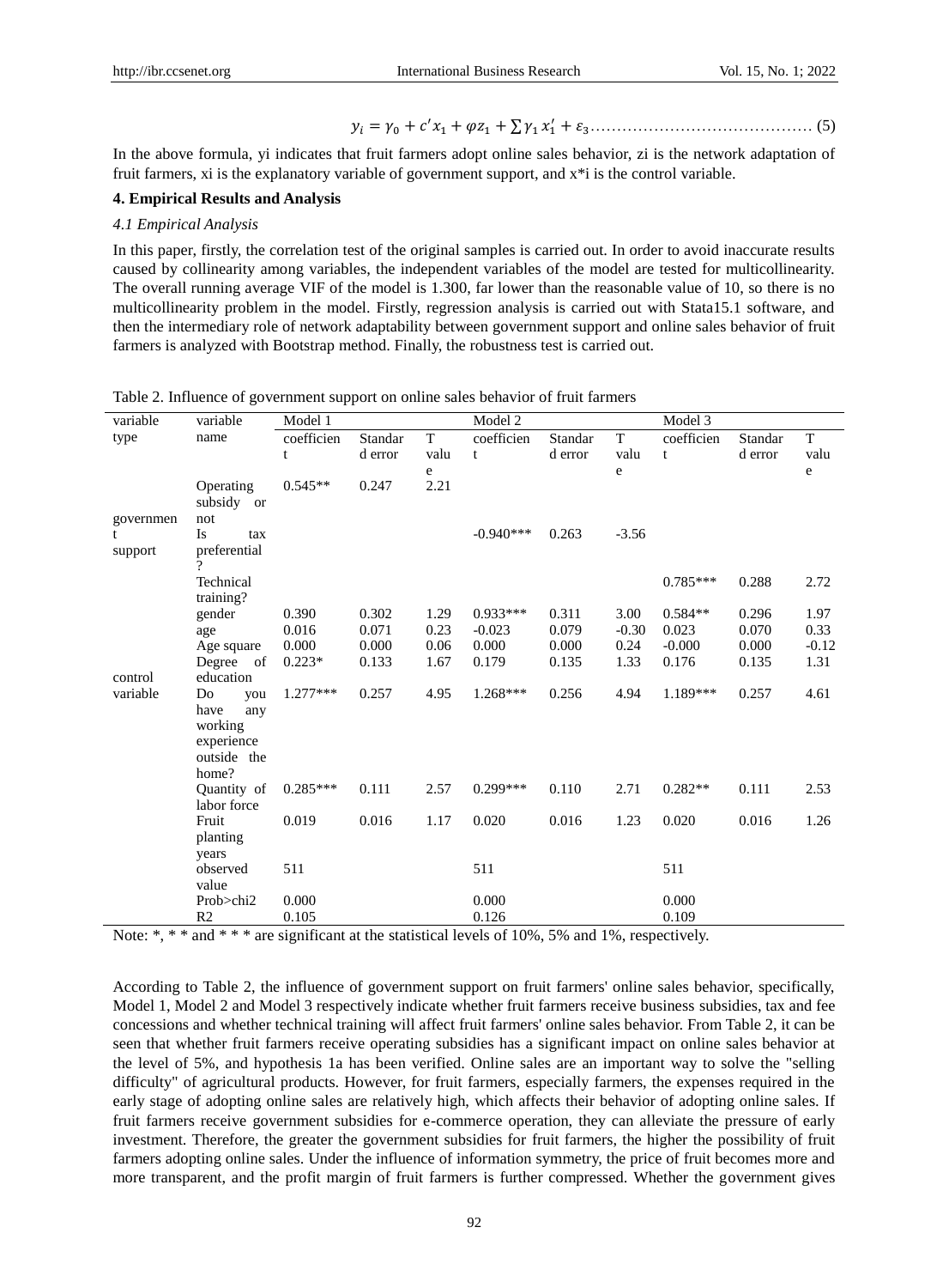$$y_i = \gamma_0 + c' x_1 + \varphi z_1 + \sum \gamma_1 x_1' + \varepsilon_3 \ldots\ldots\ldots\ldots\ldots\ldots\ldots\ldots\ldots\ldots\ldots\ldots\ldots (5)$$

In the above formula, yi indicates that fruit farmers adopt online sales behavior, zi is the network adaptation of fruit farmers, xi is the explanatory variable of government support, and x*i is the control variable.

## 4. Empirical Results and Analysis

### *4.1 Empirical Analysis*

In this paper, firstly, the correlation test of the original samples is carried out. In order to avoid inaccurate results caused by collinearity among variables, the independent variables of the model are tested for multicollinearity. The overall running average VIF of the model is 1.300, far lower than the reasonable value of 10, so there is no multicollinearity problem in the model. Firstly, regression analysis is carried out with Stata15.1 software, and then the intermediary role of network adaptability between government support and online sales behavior of fruit farmers is analyzed with Bootstrap method. Finally, the robustness test is carried out.

Table 2. Influence of government support on online sales behavior of fruit farmers

| variable type | variable name | Model 1 | | | Model 2 | | | Model 3 | | |
|---|---|---|---|---|---|---|---|---|---|---|
| | | coefficient | Standard error | T value | coefficient | Standard error | T value | coefficient | Standard error | T value |
| government support | Operating subsidy or not | 0.545** | 0.247 | 2.21 | | | | | | |
| | Is tax preferential? | | | | -0.940*** | 0.263 | -3.56 | | | |
| | Technical training? | | | | | | | 0.785*** | 0.288 | 2.72 |
| control variable | gender | 0.390 | 0.302 | 1.29 | 0.933*** | 0.311 | 3.00 | 0.584** | 0.296 | 1.97 |
| | age | 0.016 | 0.071 | 0.23 | -0.023 | 0.079 | -0.30 | 0.023 | 0.070 | 0.33 |
| | Age square | 0.000 | 0.000 | 0.06 | 0.000 | 0.000 | 0.24 | -0.000 | 0.000 | -0.12 |
| | Degree of education | 0.223* | 0.133 | 1.67 | 0.179 | 0.135 | 1.33 | 0.176 | 0.135 | 1.31 |
| | Do you have any working experience outside the home? | 1.277*** | 0.257 | 4.95 | 1.268*** | 0.256 | 4.94 | 1.189*** | 0.257 | 4.61 |
| | Quantity of labor force | 0.285*** | 0.111 | 2.57 | 0.299*** | 0.110 | 2.71 | 0.282** | 0.111 | 2.53 |
| | Fruit planting years | 0.019 | 0.016 | 1.17 | 0.020 | 0.016 | 1.23 | 0.020 | 0.016 | 1.26 |
| | observed value | 511 | | | 511 | | | 511 | | |
| | Prob>chi2 | 0.000 | | | 0.000 | | | 0.000 | | |
| | R2 | 0.105 | | | 0.126 | | | 0.109 | | |

Note: *, * * and * * * are significant at the statistical levels of 10%, 5% and 1%, respectively.

According to Table 2, the influence of government support on fruit farmers' online sales behavior, specifically, Model 1, Model 2 and Model 3 respectively indicate whether fruit farmers receive business subsidies, tax and fee concessions and whether technical training will affect fruit farmers' online sales behavior. From Table 2, it can be seen that whether fruit farmers receive operating subsidies has a significant impact on online sales behavior at the level of 5%, and hypothesis 1a has been verified. Online sales are an important way to solve the "selling difficulty" of agricultural products. However, for fruit farmers, especially farmers, the expenses required in the early stage of adopting online sales are relatively high, which affects their behavior of adopting online sales. If fruit farmers receive government subsidies for e-commerce operation, they can alleviate the pressure of early investment. Therefore, the greater the government subsidies for fruit farmers, the higher the possibility of fruit farmers adopting online sales. Under the influence of information symmetry, the price of fruit becomes more and more transparent, and the profit margin of fruit farmers is further compressed. Whether the government gives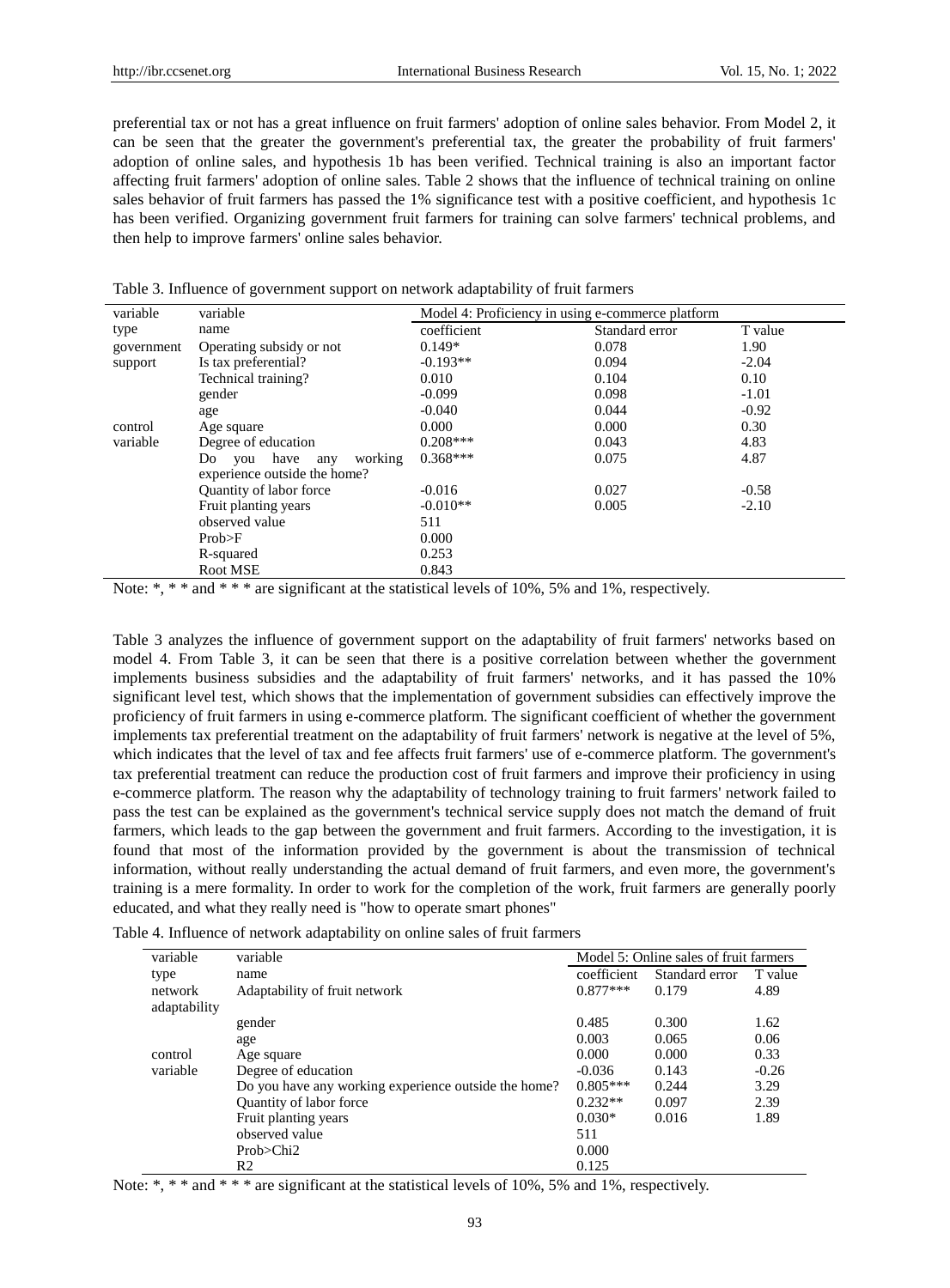preferential tax or not has a great influence on fruit farmers' adoption of online sales behavior. From Model 2, it can be seen that the greater the government's preferential tax, the greater the probability of fruit farmers' adoption of online sales, and hypothesis 1b has been verified. Technical training is also an important factor affecting fruit farmers' adoption of online sales. Table 2 shows that the influence of technical training on online sales behavior of fruit farmers has passed the 1% significance test with a positive coefficient, and hypothesis 1c has been verified. Organizing government fruit farmers for training can solve farmers' technical problems, and then help to improve farmers' online sales behavior.

Table 3. Influence of government support on network adaptability of fruit farmers

| variable type | variable name | Model 4: Proficiency in using e-commerce platform | | |
|---|---|---|---|---|
| | | coefficient | Standard error | T value |
| government support | Operating subsidy or not | 0.149* | 0.078 | 1.90 |
| | Is tax preferential? | -0.193** | 0.094 | -2.04 |
| | Technical training? | 0.010 | 0.104 | 0.10 |
| control variable | gender | -0.099 | 0.098 | -1.01 |
| | age | -0.040 | 0.044 | -0.92 |
| | Age square | 0.000 | 0.000 | 0.30 |
| | Degree of education | 0.208*** | 0.043 | 4.83 |
| | Do you have any working experience outside the home? | 0.368*** | 0.075 | 4.87 |
| | Quantity of labor force | -0.016 | 0.027 | -0.58 |
| | Fruit planting years | -0.010** | 0.005 | -2.10 |
| | observed value | 511 | | |
| | Prob>F | 0.000 | | |
| | R-squared | 0.253 | | |
| | Root MSE | 0.843 | | |

Note: *, * * and * * * are significant at the statistical levels of 10%, 5% and 1%, respectively.

Table 3 analyzes the influence of government support on the adaptability of fruit farmers' networks based on model 4. From Table 3, it can be seen that there is a positive correlation between whether the government implements business subsidies and the adaptability of fruit farmers' networks, and it has passed the 10% significant level test, which shows that the implementation of government subsidies can effectively improve the proficiency of fruit farmers in using e-commerce platform. The significant coefficient of whether the government implements tax preferential treatment on the adaptability of fruit farmers' network is negative at the level of 5%, which indicates that the level of tax and fee affects fruit farmers' use of e-commerce platform. The government's tax preferential treatment can reduce the production cost of fruit farmers and improve their proficiency in using e-commerce platform. The reason why the adaptability of technology training to fruit farmers' network failed to pass the test can be explained as the government's technical service supply does not match the demand of fruit farmers, which leads to the gap between the government and fruit farmers. According to the investigation, it is found that most of the information provided by the government is about the transmission of technical information, without really understanding the actual demand of fruit farmers, and even more, the government's training is a mere formality. In order to work for the completion of the work, fruit farmers are generally poorly educated, and what they really need is "how to operate smart phones"

Table 4. Influence of network adaptability on online sales of fruit farmers

| variable type | variable name | Model 5: Online sales of fruit farmers | | |
|---|---|---|---|---|
| | | coefficient | Standard error | T value |
| network adaptability | Adaptability of fruit network | 0.877*** | 0.179 | 4.89 |
| control variable | gender | 0.485 | 0.300 | 1.62 |
| | age | 0.003 | 0.065 | 0.06 |
| | Age square | 0.000 | 0.000 | 0.33 |
| | Degree of education | -0.036 | 0.143 | -0.26 |
| | Do you have any working experience outside the home? | 0.805*** | 0.244 | 3.29 |
| | Quantity of labor force | 0.232** | 0.097 | 2.39 |
| | Fruit planting years | 0.030* | 0.016 | 1.89 |
| | observed value | 511 | | |
| | Prob>Chi2 | 0.000 | | |
| | R2 | 0.125 | | |

Note: *, * * and * * * are significant at the statistical levels of 10%, 5% and 1%, respectively.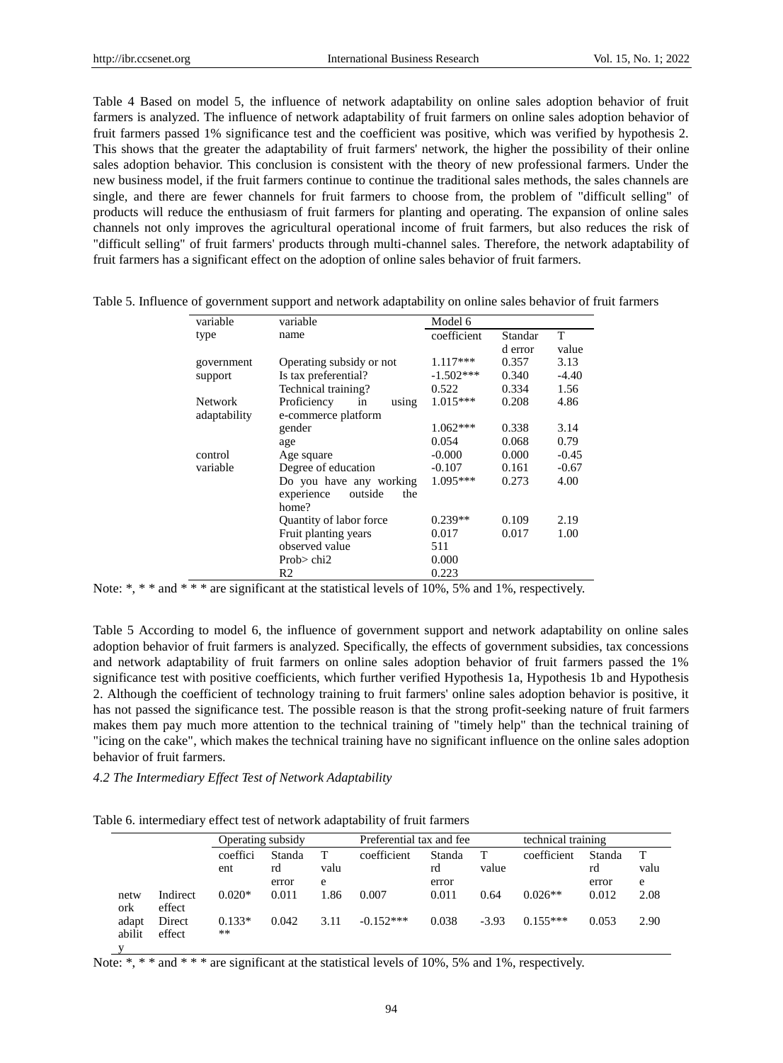Table 4 Based on model 5, the influence of network adaptability on online sales adoption behavior of fruit farmers is analyzed. The influence of network adaptability of fruit farmers on online sales adoption behavior of fruit farmers passed 1% significance test and the coefficient was positive, which was verified by hypothesis 2. This shows that the greater the adaptability of fruit farmers' network, the higher the possibility of their online sales adoption behavior. This conclusion is consistent with the theory of new professional farmers. Under the new business model, if the fruit farmers continue to continue the traditional sales methods, the sales channels are single, and there are fewer channels for fruit farmers to choose from, the problem of "difficult selling" of products will reduce the enthusiasm of fruit farmers for planting and operating. The expansion of online sales channels not only improves the agricultural operational income of fruit farmers, but also reduces the risk of "difficult selling" of fruit farmers' products through multi-channel sales. Therefore, the network adaptability of fruit farmers has a significant effect on the adoption of online sales behavior of fruit farmers.

Table 5. Influence of government support and network adaptability on online sales behavior of fruit farmers

| variable type | variable name | Model 6 | | |
|---|---|---|---|---|
| | | coefficient | Standard error | T value |
| government support | Operating subsidy or not | 1.117*** | 0.357 | 3.13 |
| | Is tax preferential? | -1.502*** | 0.340 | -4.40 |
| | Technical training? | 0.522 | 0.334 | 1.56 |
| Network adaptability | Proficiency in using e-commerce platform | 1.015*** | 0.208 | 4.86 |
| control variable | gender | 1.062*** | 0.338 | 3.14 |
| | age | 0.054 | 0.068 | 0.79 |
| | Age square | -0.000 | 0.000 | -0.45 |
| | Degree of education | -0.107 | 0.161 | -0.67 |
| | Do you have any working experience outside the home? | 1.095*** | 0.273 | 4.00 |
| | Quantity of labor force | 0.239** | 0.109 | 2.19 |
| | Fruit planting years | 0.017 | 0.017 | 1.00 |
| | observed value | 511 | | |
| | Prob> chi2 | 0.000 | | |
| | R2 | 0.223 | | |

Note: *, * * and * * * are significant at the statistical levels of 10%, 5% and 1%, respectively.

Table 5 According to model 6, the influence of government support and network adaptability on online sales adoption behavior of fruit farmers is analyzed. Specifically, the effects of government subsidies, tax concessions and network adaptability of fruit farmers on online sales adoption behavior of fruit farmers passed the 1% significance test with positive coefficients, which further verified Hypothesis 1a, Hypothesis 1b and Hypothesis 2. Although the coefficient of technology training to fruit farmers' online sales adoption behavior is positive, it has not passed the significance test. The possible reason is that the strong profit-seeking nature of fruit farmers makes them pay much more attention to the technical training of "timely help" than the technical training of "icing on the cake", which makes the technical training have no significant influence on the online sales adoption behavior of fruit farmers.

*4.2 The Intermediary Effect Test of Network Adaptability*

Table 6. intermediary effect test of network adaptability of fruit farmers

| | | Operating subsidy | | | Preferential tax and fee | | | technical training | | |
|---|---|---|---|---|---|---|---|---|---|---|
| | | coefficient | Standard error | T value | coefficient | Standard error | T value | coefficient | Standard error | T value |
| network adaptability | Indirect effect | 0.020* | 0.011 | 1.86 | 0.007 | 0.011 | 0.64 | 0.026** | 0.012 | 2.08 |
| | Direct effect | 0.133*** | 0.042 | 3.11 | -0.152*** | 0.038 | -3.93 | 0.155*** | 0.053 | 2.90 |

Note: *, * * and * * * are significant at the statistical levels of 10%, 5% and 1%, respectively.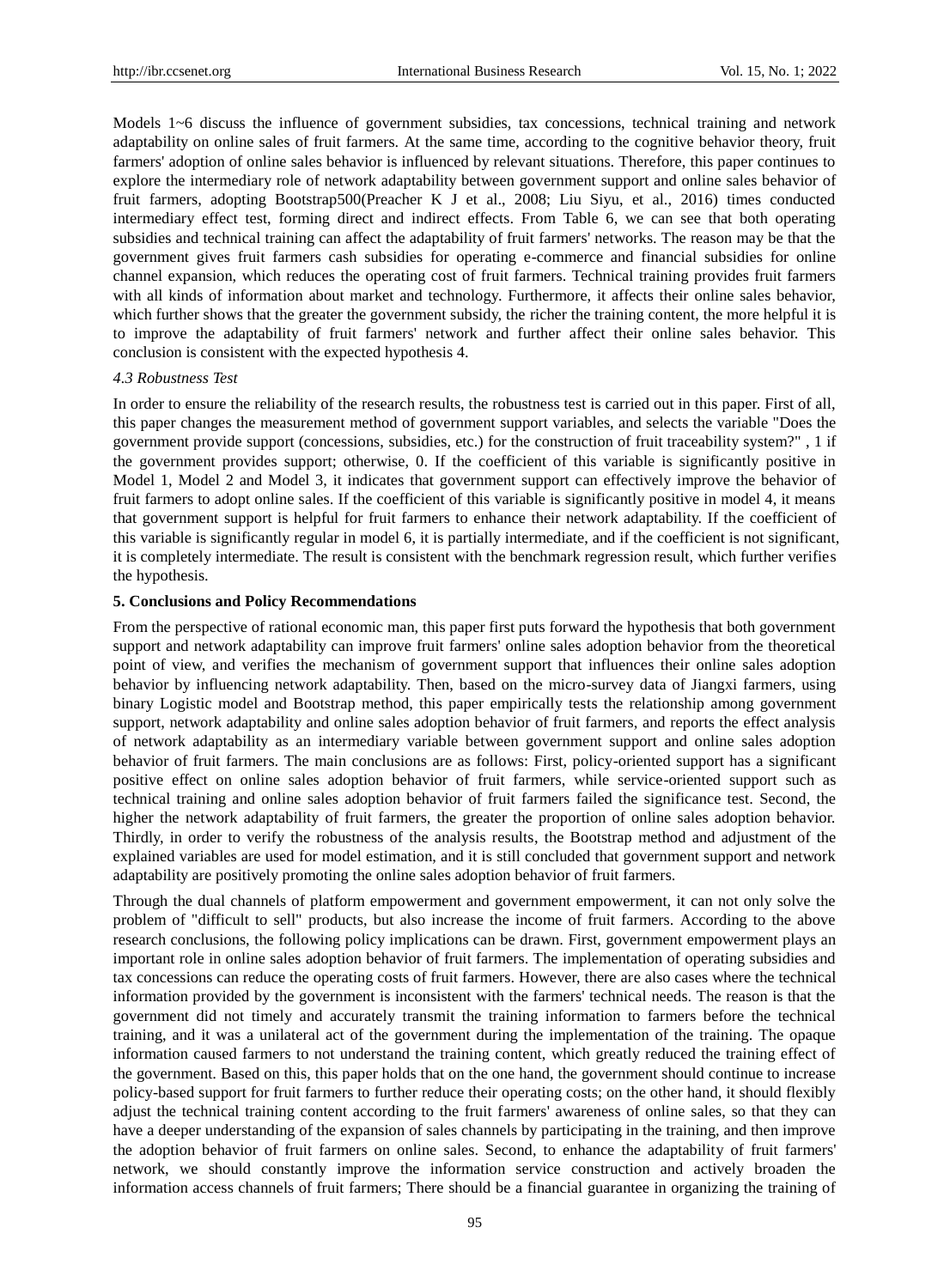Models 1~6 discuss the influence of government subsidies, tax concessions, technical training and network adaptability on online sales of fruit farmers. At the same time, according to the cognitive behavior theory, fruit farmers' adoption of online sales behavior is influenced by relevant situations. Therefore, this paper continues to explore the intermediary role of network adaptability between government support and online sales behavior of fruit farmers, adopting Bootstrap500(Preacher K J et al., 2008; Liu Siyu, et al., 2016) times conducted intermediary effect test, forming direct and indirect effects. From Table 6, we can see that both operating subsidies and technical training can affect the adaptability of fruit farmers' networks. The reason may be that the government gives fruit farmers cash subsidies for operating e-commerce and financial subsidies for online channel expansion, which reduces the operating cost of fruit farmers. Technical training provides fruit farmers with all kinds of information about market and technology. Furthermore, it affects their online sales behavior, which further shows that the greater the government subsidy, the richer the training content, the more helpful it is to improve the adaptability of fruit farmers' network and further affect their online sales behavior. This conclusion is consistent with the expected hypothesis 4.

### *4.3 Robustness Test*

In order to ensure the reliability of the research results, the robustness test is carried out in this paper. First of all, this paper changes the measurement method of government support variables, and selects the variable "Does the government provide support (concessions, subsidies, etc.) for the construction of fruit traceability system?" , 1 if the government provides support; otherwise, 0. If the coefficient of this variable is significantly positive in Model 1, Model 2 and Model 3, it indicates that government support can effectively improve the behavior of fruit farmers to adopt online sales. If the coefficient of this variable is significantly positive in model 4, it means that government support is helpful for fruit farmers to enhance their network adaptability. If the coefficient of this variable is significantly regular in model 6, it is partially intermediate, and if the coefficient is not significant, it is completely intermediate. The result is consistent with the benchmark regression result, which further verifies the hypothesis.

## 5. Conclusions and Policy Recommendations

From the perspective of rational economic man, this paper first puts forward the hypothesis that both government support and network adaptability can improve fruit farmers' online sales adoption behavior from the theoretical point of view, and verifies the mechanism of government support that influences their online sales adoption behavior by influencing network adaptability. Then, based on the micro-survey data of Jiangxi farmers, using binary Logistic model and Bootstrap method, this paper empirically tests the relationship among government support, network adaptability and online sales adoption behavior of fruit farmers, and reports the effect analysis of network adaptability as an intermediary variable between government support and online sales adoption behavior of fruit farmers. The main conclusions are as follows: First, policy-oriented support has a significant positive effect on online sales adoption behavior of fruit farmers, while service-oriented support such as technical training and online sales adoption behavior of fruit farmers failed the significance test. Second, the higher the network adaptability of fruit farmers, the greater the proportion of online sales adoption behavior. Thirdly, in order to verify the robustness of the analysis results, the Bootstrap method and adjustment of the explained variables are used for model estimation, and it is still concluded that government support and network adaptability are positively promoting the online sales adoption behavior of fruit farmers.

Through the dual channels of platform empowerment and government empowerment, it can not only solve the problem of "difficult to sell" products, but also increase the income of fruit farmers. According to the above research conclusions, the following policy implications can be drawn. First, government empowerment plays an important role in online sales adoption behavior of fruit farmers. The implementation of operating subsidies and tax concessions can reduce the operating costs of fruit farmers. However, there are also cases where the technical information provided by the government is inconsistent with the farmers' technical needs. The reason is that the government did not timely and accurately transmit the training information to farmers before the technical training, and it was a unilateral act of the government during the implementation of the training. The opaque information caused farmers to not understand the training content, which greatly reduced the training effect of the government. Based on this, this paper holds that on the one hand, the government should continue to increase policy-based support for fruit farmers to further reduce their operating costs; on the other hand, it should flexibly adjust the technical training content according to the fruit farmers' awareness of online sales, so that they can have a deeper understanding of the expansion of sales channels by participating in the training, and then improve the adoption behavior of fruit farmers on online sales. Second, to enhance the adaptability of fruit farmers' network, we should constantly improve the information service construction and actively broaden the information access channels of fruit farmers; There should be a financial guarantee in organizing the training of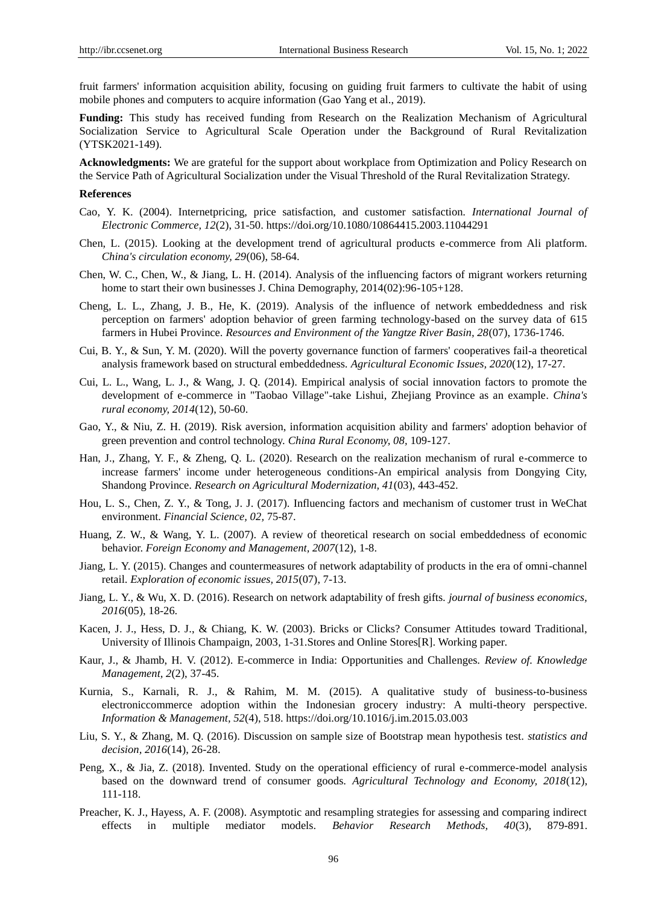fruit farmers' information acquisition ability, focusing on guiding fruit farmers to cultivate the habit of using mobile phones and computers to acquire information (Gao Yang et al., 2019).

**Funding:** This study has received funding from Research on the Realization Mechanism of Agricultural Socialization Service to Agricultural Scale Operation under the Background of Rural Revitalization (YTSK2021-149).

**Acknowledgments:** We are grateful for the support about workplace from Optimization and Policy Research on the Service Path of Agricultural Socialization under the Visual Threshold of the Rural Revitalization Strategy.

**References**

Cao, Y. K. (2004). Internetpricing, price satisfaction, and customer satisfaction. *International Journal of Electronic Commerce, 12*(2), 31-50. https://doi.org/10.1080/10864415.2003.11044291

Chen, L. (2015). Looking at the development trend of agricultural products e-commerce from Ali platform. *China's circulation economy, 29*(06), 58-64.

Chen, W. C., Chen, W., & Jiang, L. H. (2014). Analysis of the influencing factors of migrant workers returning home to start their own businesses J. China Demography, 2014(02):96-105+128.

Cheng, L. L., Zhang, J. B., He, K. (2019). Analysis of the influence of network embeddedness and risk perception on farmers' adoption behavior of green farming technology-based on the survey data of 615 farmers in Hubei Province. *Resources and Environment of the Yangtze River Basin, 28*(07), 1736-1746.

Cui, B. Y., & Sun, Y. M. (2020). Will the poverty governance function of farmers' cooperatives fail-a theoretical analysis framework based on structural embeddedness. *Agricultural Economic Issues, 2020*(12), 17-27.

Cui, L. L., Wang, L. J., & Wang, J. Q. (2014). Empirical analysis of social innovation factors to promote the development of e-commerce in "Taobao Village"-take Lishui, Zhejiang Province as an example. *China's rural economy, 2014*(12), 50-60.

Gao, Y., & Niu, Z. H. (2019). Risk aversion, information acquisition ability and farmers' adoption behavior of green prevention and control technology. *China Rural Economy, 08*, 109-127.

Han, J., Zhang, Y. F., & Zheng, Q. L. (2020). Research on the realization mechanism of rural e-commerce to increase farmers' income under heterogeneous conditions-An empirical analysis from Dongying City, Shandong Province. *Research on Agricultural Modernization, 41*(03), 443-452.

Hou, L. S., Chen, Z. Y., & Tong, J. J. (2017). Influencing factors and mechanism of customer trust in WeChat environment. *Financial Science, 02*, 75-87.

Huang, Z. W., & Wang, Y. L. (2007). A review of theoretical research on social embeddedness of economic behavior. *Foreign Economy and Management, 2007*(12), 1-8.

Jiang, L. Y. (2015). Changes and countermeasures of network adaptability of products in the era of omni-channel retail. *Exploration of economic issues, 2015*(07), 7-13.

Jiang, L. Y., & Wu, X. D. (2016). Research on network adaptability of fresh gifts. *journal of business economics, 2016*(05), 18-26.

Kacen, J. J., Hess, D. J., & Chiang, K. W. (2003). Bricks or Clicks? Consumer Attitudes toward Traditional, University of Illinois Champaign, 2003, 1-31.Stores and Online Stores[R]. Working paper.

Kaur, J., & Jhamb, H. V. (2012). E-commerce in India: Opportunities and Challenges. *Review of. Knowledge Management, 2*(2), 37-45.

Kurnia, S., Karnali, R. J., & Rahim, M. M. (2015). A qualitative study of business-to-business electroniccommerce adoption within the Indonesian grocery industry: A multi-theory perspective. *Information & Management, 52*(4), 518. https://doi.org/10.1016/j.im.2015.03.003

Liu, S. Y., & Zhang, M. Q. (2016). Discussion on sample size of Bootstrap mean hypothesis test. *statistics and decision, 2016*(14), 26-28.

Peng, X., & Jia, Z. (2018). Invented. Study on the operational efficiency of rural e-commerce-model analysis based on the downward trend of consumer goods. *Agricultural Technology and Economy, 2018*(12), 111-118.

Preacher, K. J., Hayess, A. F. (2008). Asymptotic and resampling strategies for assessing and comparing indirect effects in multiple mediator models. *Behavior Research Methods, 40*(3), 879-891.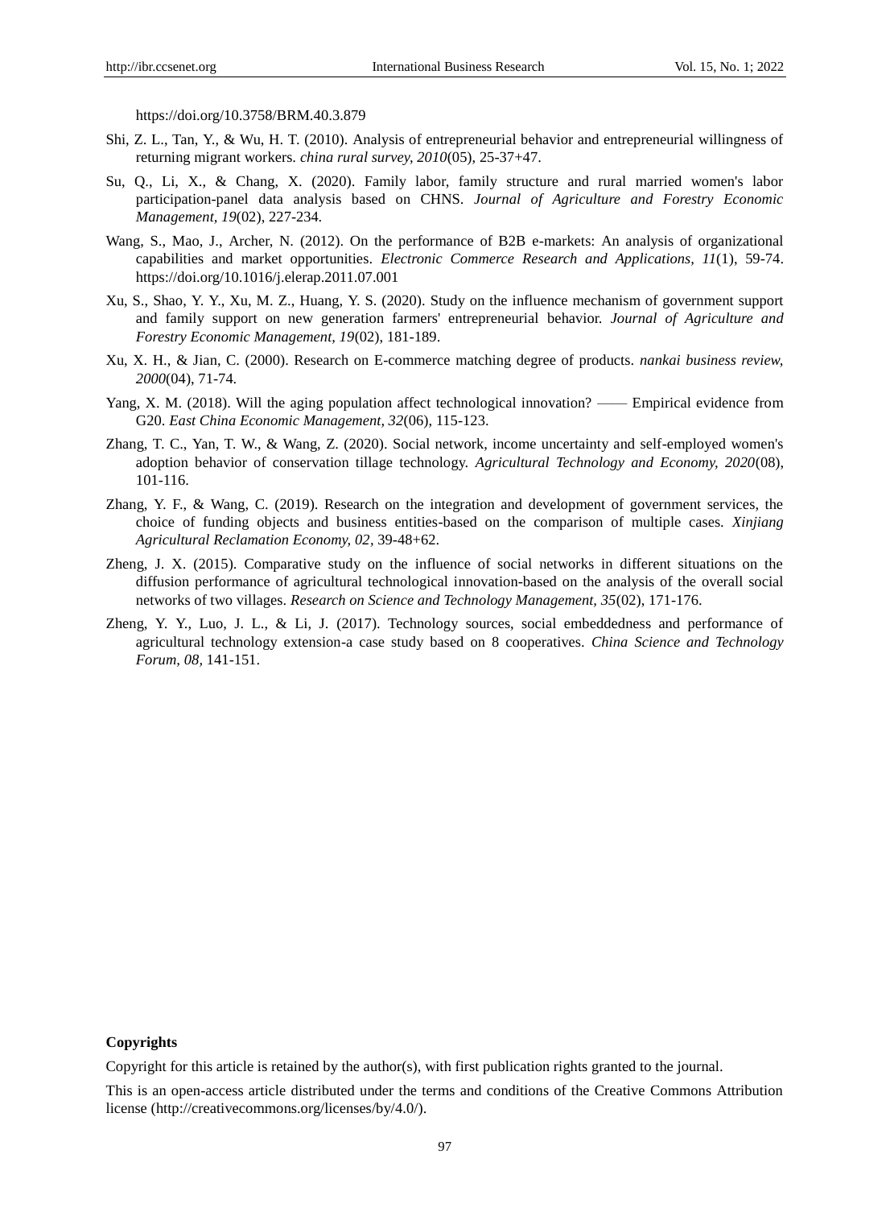https://doi.org/10.3758/BRM.40.3.879

Shi, Z. L., Tan, Y., & Wu, H. T. (2010). Analysis of entrepreneurial behavior and entrepreneurial willingness of returning migrant workers. *china rural survey, 2010*(05), 25-37+47.

Su, Q., Li, X., & Chang, X. (2020). Family labor, family structure and rural married women's labor participation-panel data analysis based on CHNS. *Journal of Agriculture and Forestry Economic Management, 19*(02), 227-234.

Wang, S., Mao, J., Archer, N. (2012). On the performance of B2B e-markets: An analysis of organizational capabilities and market opportunities. *Electronic Commerce Research and Applications, 11*(1), 59-74. https://doi.org/10.1016/j.elerap.2011.07.001

Xu, S., Shao, Y. Y., Xu, M. Z., Huang, Y. S. (2020). Study on the influence mechanism of government support and family support on new generation farmers' entrepreneurial behavior. *Journal of Agriculture and Forestry Economic Management, 19*(02), 181-189.

Xu, X. H., & Jian, C. (2000). Research on E-commerce matching degree of products. *nankai business review, 2000*(04), 71-74.

Yang, X. M. (2018). Will the aging population affect technological innovation? —— Empirical evidence from G20. *East China Economic Management, 32*(06), 115-123.

Zhang, T. C., Yan, T. W., & Wang, Z. (2020). Social network, income uncertainty and self-employed women's adoption behavior of conservation tillage technology. *Agricultural Technology and Economy, 2020*(08), 101-116.

Zhang, Y. F., & Wang, C. (2019). Research on the integration and development of government services, the choice of funding objects and business entities-based on the comparison of multiple cases. *Xinjiang Agricultural Reclamation Economy, 02*, 39-48+62.

Zheng, J. X. (2015). Comparative study on the influence of social networks in different situations on the diffusion performance of agricultural technological innovation-based on the analysis of the overall social networks of two villages. *Research on Science and Technology Management, 35*(02), 171-176.

Zheng, Y. Y., Luo, J. L., & Li, J. (2017). Technology sources, social embeddedness and performance of agricultural technology extension-a case study based on 8 cooperatives. *China Science and Technology Forum, 08*, 141-151.

**Copyrights**

Copyright for this article is retained by the author(s), with first publication rights granted to the journal.

This is an open-access article distributed under the terms and conditions of the Creative Commons Attribution license (http://creativecommons.org/licenses/by/4.0/).